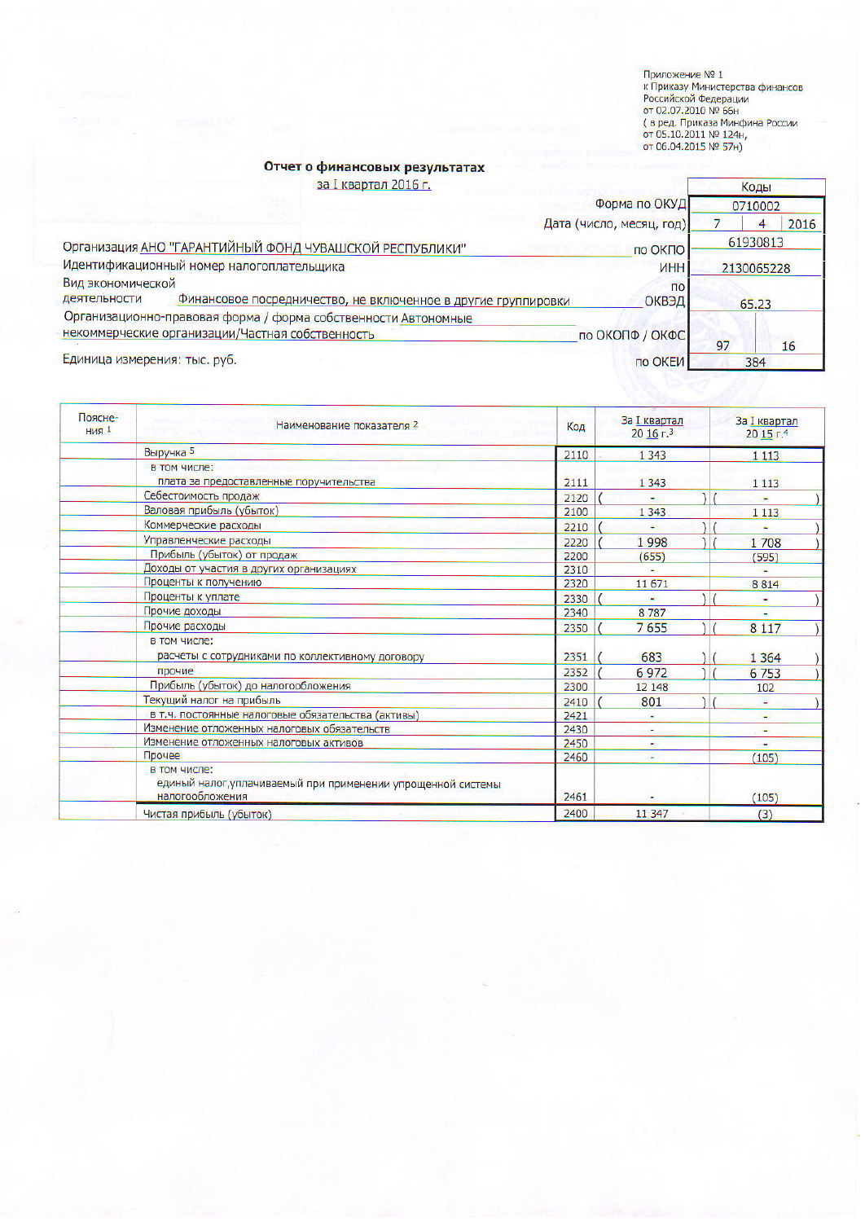Приложение № 1
к Приказу Министерства финансов
Российской Федерации
от 02.07.2010 № 66н
( в ред. Приказа Минфина России
от 05.10.2011 № 124н,
от 06.04.2015 № 57н)

## Отчет о финансовых результатах

за I квартал 2016 г.

| | | Коды |
|---|---|---|
| | Форма по ОКУД | 0710002 |
| | Дата (число, месяц, год) | 7 / 4 / 2016 |
| Организация АНО "ГАРАНТИЙНЫЙ ФОНД ЧУВАШСКОЙ РЕСПУБЛИКИ" | по ОКПО | 61930813 |
| Идентификационный номер налогоплательщика | ИНН | 2130065228 |
| Вид экономической деятельности Финансовое посредничество, не включенное в другие группировки | по ОКВЭД | 65.23 |
| Организационно-правовая форма / форма собственности Автономные некоммерческие организации/Частная собственность | по ОКОПФ / ОКФС | 97 / 16 |
| Единица измерения: тыс. руб. | по ОКЕИ | 384 |

| Поясне-ния [1] | Наименование показателя [2] | Код | За I квартал 20 16 г.[3] | За I квартал 20 15 г.[4] |
|---|---|---|---|---|
| | Выручка [5] | 2110 | 1 343 | 1 113 |
| | в том числе: плата за предоставленные поручительства | 2111 | 1 343 | 1 113 |
| | Себестоимость продаж | 2120 | ( - ) | ( - ) |
| | Валовая прибыль (убыток) | 2100 | 1 343 | 1 113 |
| | Коммерческие расходы | 2210 | ( - ) | ( - ) |
| | Управленческие расходы | 2220 | ( 1 998 ) | ( 1 708 ) |
| | Прибыль (убыток) от продаж | 2200 | (655) | (595) |
| | Доходы от участия в других организациях | 2310 | - | - |
| | Проценты к получению | 2320 | 11 671 | 8 814 |
| | Проценты к уплате | 2330 | ( - ) | ( - ) |
| | Прочие доходы | 2340 | 8 787 | - |
| | Прочие расходы | 2350 | ( 7 655 ) | ( 8 117 ) |
| | в том числе: расчеты с сотрудниками по коллективному договору | 2351 | ( 683 ) | ( 1 364 ) |
| | прочие | 2352 | ( 6 972 ) | ( 6 753 ) |
| | Прибыль (убыток) до налогообложения | 2300 | 12 148 | 102 |
| | Текущий налог на прибыль | 2410 | ( 801 ) | ( - ) |
| | в т.ч. постоянные налоговые обязательства (активы) | 2421 | - | - |
| | Изменение отложенных налоговых обязательств | 2430 | - | - |
| | Изменение отложенных налоговых активов | 2450 | - | - |
| | Прочее | 2460 | - | (105) |
| | в том числе: единый налог,уплачиваемый при применении упрощенной системы налогообложения | 2461 | - | (105) |
| | Чистая прибыль (убыток) | 2400 | 11 347 | (3) |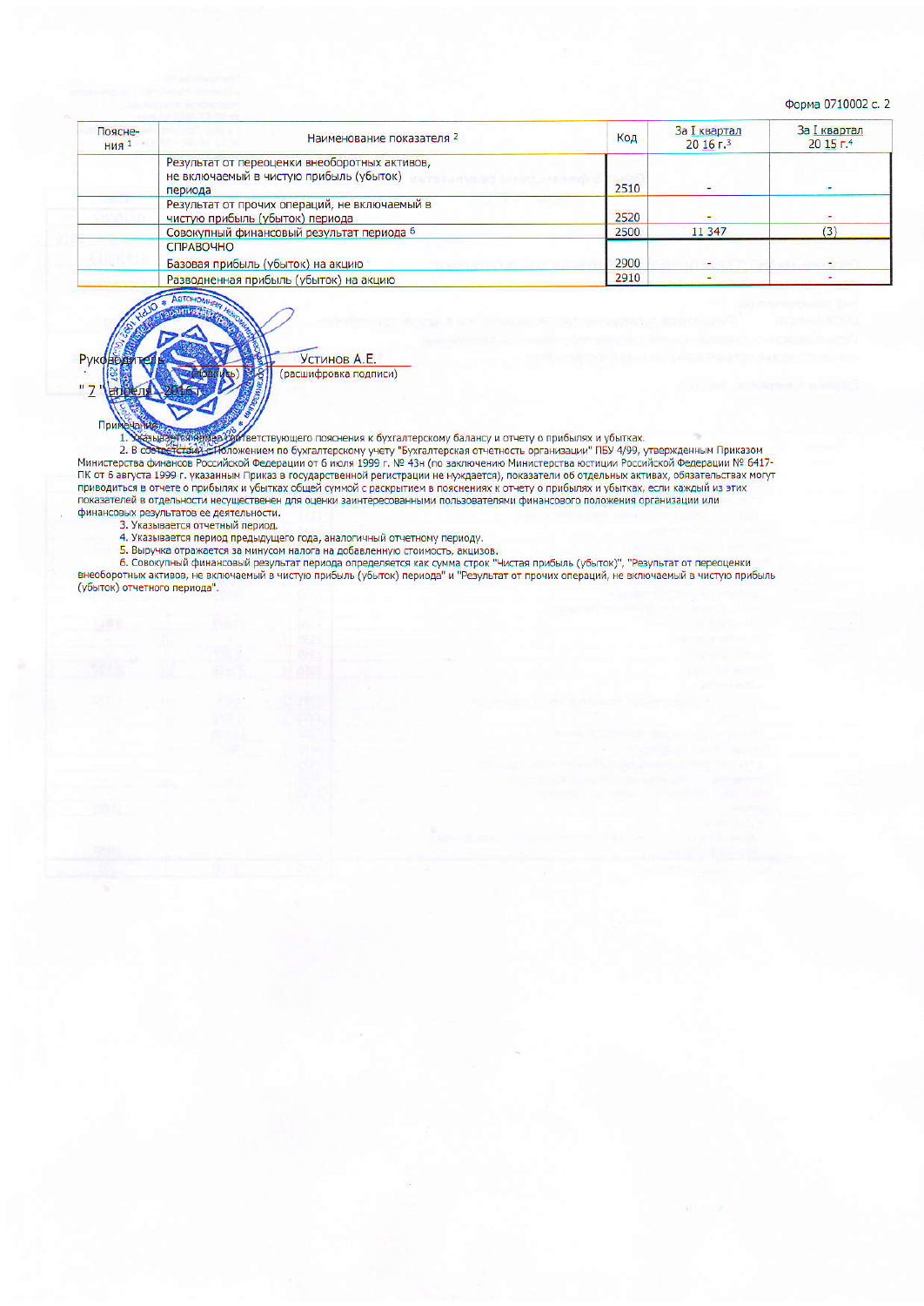Форма 0710002 с. 2

| Поясне-ния [1] | Наименование показателя [2] | Код | За I квартал 20 16 г.[3] | За I квартал 20 15 г.[4] |
|---|---|---|---|---|
| | Результат от переоценки внеоборотных активов, не включаемый в чистую прибыль (убыток) периода | 2510 | - | - |
| | Результат от прочих операций, не включаемый в чистую прибыль (убыток) периода | 2520 | - | - |
| | Совокупный финансовый результат периода [6] | 2500 | 11 347 | (3) |
| | СПРАВОЧНО | | | |
| | Базовая прибыль (убыток) на акцию | 2900 | - | - |
| | Разводненная прибыль (убыток) на акцию | 2910 | - | - |

Руководитель ______ (подпись) Устинов А.Е. (расшифровка подписи)

" 7 " апреля 2016 г.

Примечания

1. Указывается номер соответствующего пояснения к бухгалтерскому балансу и отчету о прибылях и убытках.

2. В соответствии с Положением по бухгалтерскому учету "Бухгалтерская отчетность организации" ПБУ 4/99, утвержденным Приказом Министерства финансов Российской Федерации от 6 июля 1999 г. № 43н (по заключению Министерства юстиции Российской Федерации № 6417-ПК от 6 августа 1999 г. указанным Приказ в государственной регистрации не нуждается), показатели об отдельных активах, обязательствах могут приводиться в отчете о прибылях и убытках общей суммой с раскрытием в пояснениях к отчету о прибылях и убытках, если каждый из этих показателей в отдельности несущественен для оценки заинтересованными пользователями финансового положения организации или финансовых результатов ее деятельности.

3. Указывается отчетный период.

4. Указывается период предыдущего года, аналогичный отчетному периоду.

5. Выручка отражается за минусом налога на добавленную стоимость, акцизов.

6. Совокупный финансовый результат периода определяется как сумма строк "Чистая прибыль (убыток)", "Результат от переоценки внеоборотных активов, не включаемый в чистую прибыль (убыток) периода" и "Результат от прочих операций, не включаемый в чистую прибыль (убыток) отчетного периода".